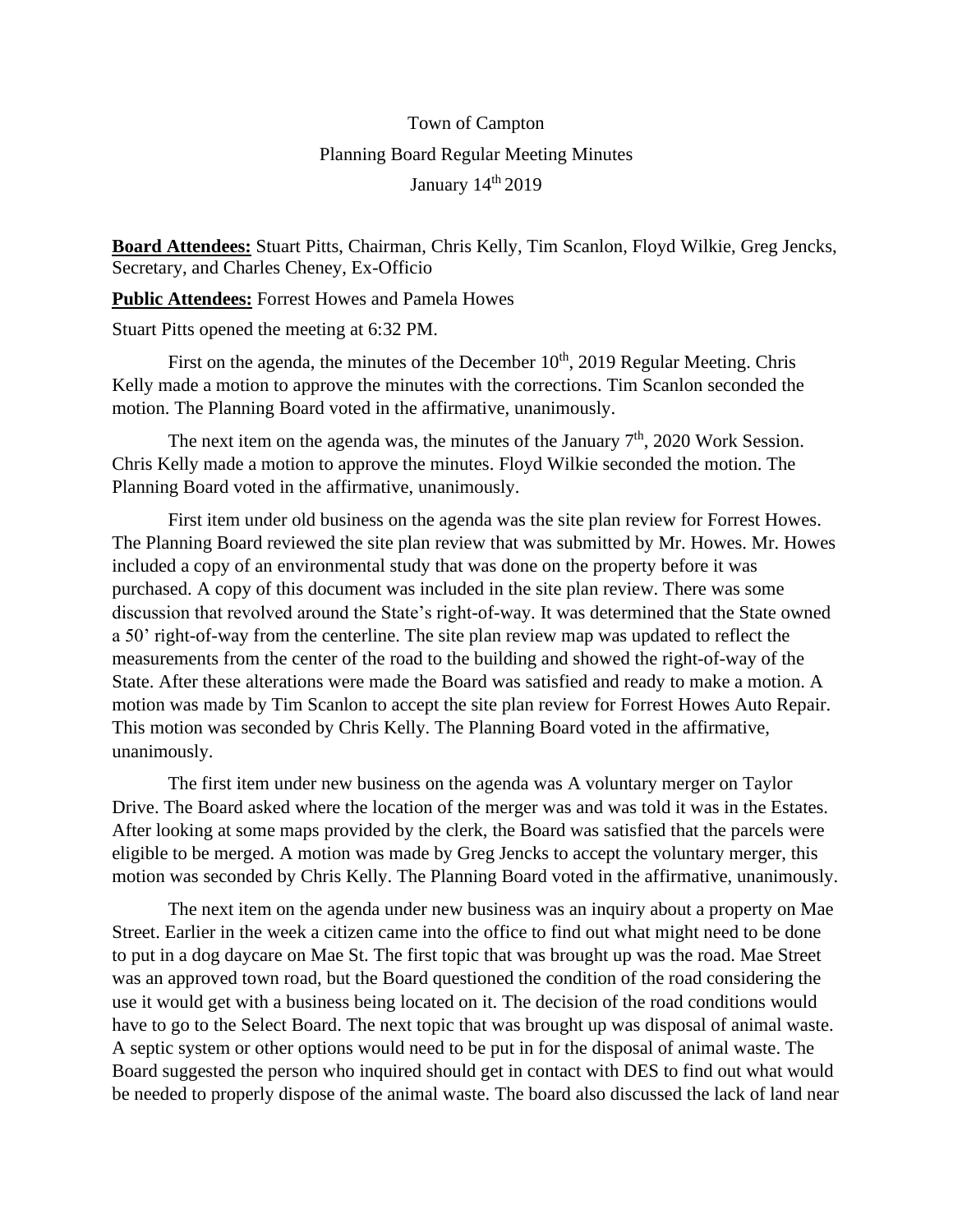Town of Campton

Planning Board Regular Meeting Minutes

January 14th 2019

**Board Attendees:** Stuart Pitts, Chairman, Chris Kelly, Tim Scanlon, Floyd Wilkie, Greg Jencks, Secretary, and Charles Cheney, Ex-Officio

**Public Attendees:** Forrest Howes and Pamela Howes

Stuart Pitts opened the meeting at 6:32 PM.

First on the agenda, the minutes of the December 10th, 2019 Regular Meeting. Chris Kelly made a motion to approve the minutes with the corrections. Tim Scanlon seconded the motion. The Planning Board voted in the affirmative, unanimously.

The next item on the agenda was, the minutes of the January 7th, 2020 Work Session. Chris Kelly made a motion to approve the minutes. Floyd Wilkie seconded the motion. The Planning Board voted in the affirmative, unanimously.

First item under old business on the agenda was the site plan review for Forrest Howes. The Planning Board reviewed the site plan review that was submitted by Mr. Howes. Mr. Howes included a copy of an environmental study that was done on the property before it was purchased. A copy of this document was included in the site plan review. There was some discussion that revolved around the State's right-of-way. It was determined that the State owned a 50' right-of-way from the centerline. The site plan review map was updated to reflect the measurements from the center of the road to the building and showed the right-of-way of the State. After these alterations were made the Board was satisfied and ready to make a motion. A motion was made by Tim Scanlon to accept the site plan review for Forrest Howes Auto Repair. This motion was seconded by Chris Kelly. The Planning Board voted in the affirmative, unanimously.

The first item under new business on the agenda was A voluntary merger on Taylor Drive. The Board asked where the location of the merger was and was told it was in the Estates. After looking at some maps provided by the clerk, the Board was satisfied that the parcels were eligible to be merged. A motion was made by Greg Jencks to accept the voluntary merger, this motion was seconded by Chris Kelly. The Planning Board voted in the affirmative, unanimously.

The next item on the agenda under new business was an inquiry about a property on Mae Street. Earlier in the week a citizen came into the office to find out what might need to be done to put in a dog daycare on Mae St. The first topic that was brought up was the road. Mae Street was an approved town road, but the Board questioned the condition of the road considering the use it would get with a business being located on it. The decision of the road conditions would have to go to the Select Board. The next topic that was brought up was disposal of animal waste. A septic system or other options would need to be put in for the disposal of animal waste. The Board suggested the person who inquired should get in contact with DES to find out what would be needed to properly dispose of the animal waste. The board also discussed the lack of land near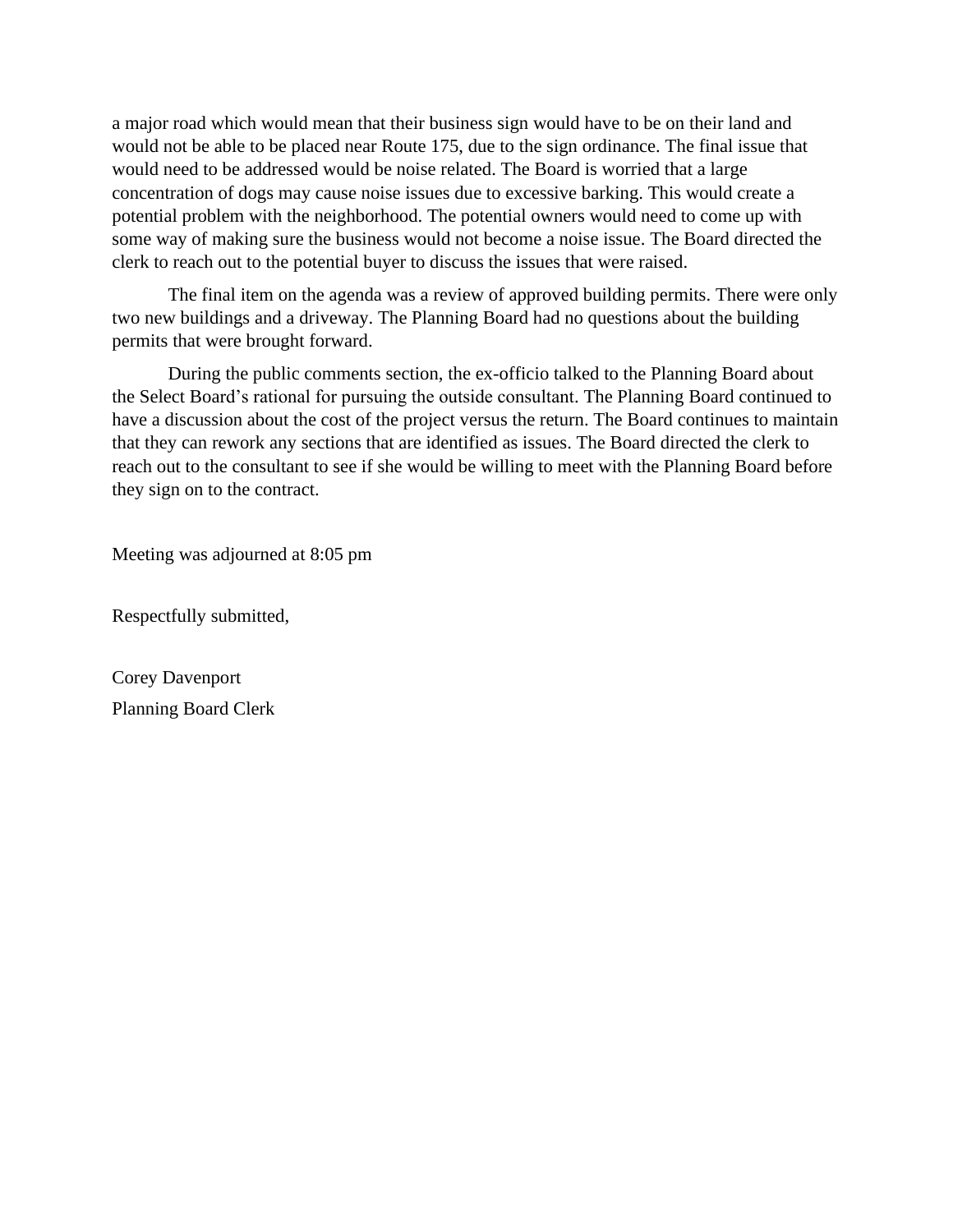a major road which would mean that their business sign would have to be on their land and would not be able to be placed near Route 175, due to the sign ordinance. The final issue that would need to be addressed would be noise related. The Board is worried that a large concentration of dogs may cause noise issues due to excessive barking. This would create a potential problem with the neighborhood. The potential owners would need to come up with some way of making sure the business would not become a noise issue. The Board directed the clerk to reach out to the potential buyer to discuss the issues that were raised.

The final item on the agenda was a review of approved building permits. There were only two new buildings and a driveway. The Planning Board had no questions about the building permits that were brought forward.

During the public comments section, the ex-officio talked to the Planning Board about the Select Board's rational for pursuing the outside consultant. The Planning Board continued to have a discussion about the cost of the project versus the return. The Board continues to maintain that they can rework any sections that are identified as issues. The Board directed the clerk to reach out to the consultant to see if she would be willing to meet with the Planning Board before they sign on to the contract.

Meeting was adjourned at 8:05 pm

Respectfully submitted,

Corey Davenport

Planning Board Clerk